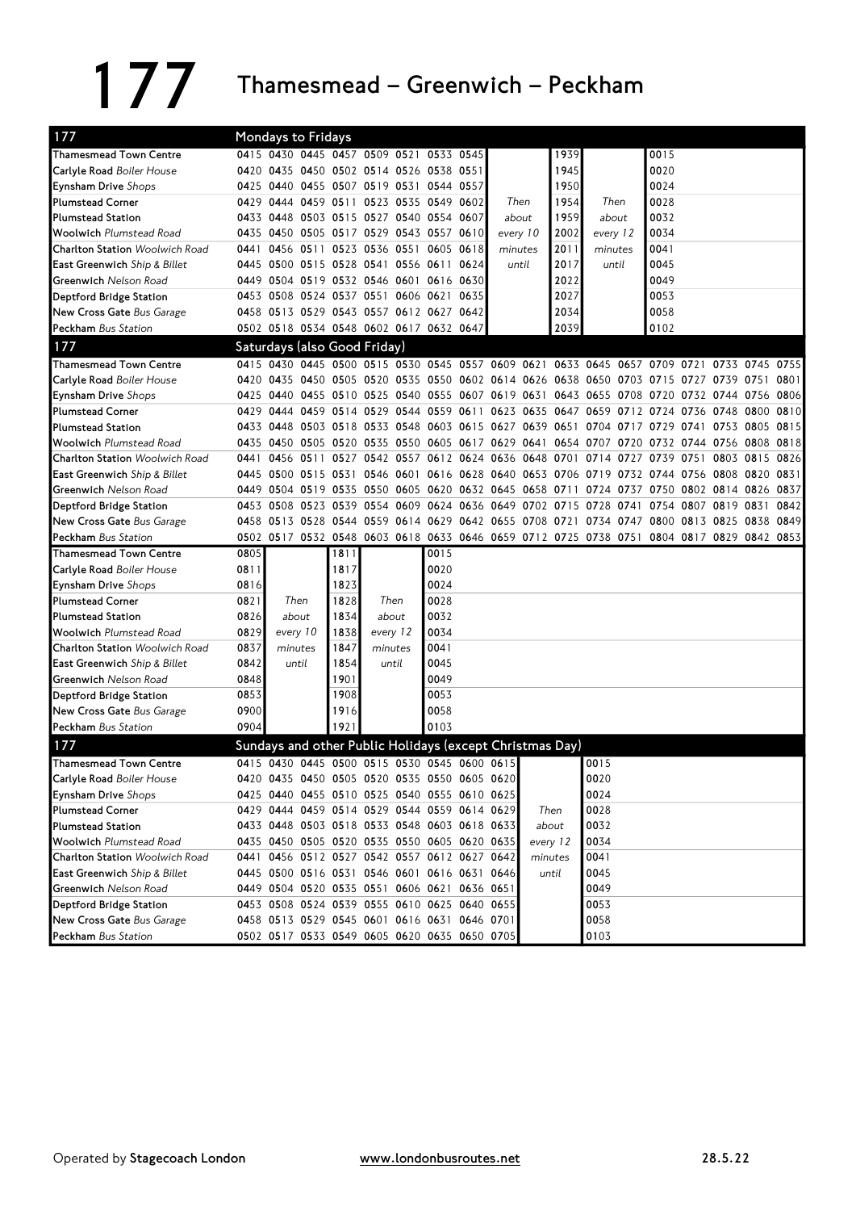# 177 Thamesmead – Greenwich – Peckham

**Mondays to Fridays**

| 177 | | | | | | | | | | | | | |
|---|---|---|---|---|---|---|---|---|---|---|---|---|---|
| **Thamesmead** Town Centre | 0415 | 0430 | 0445 | 0457 | 0509 | 0521 | 0533 | 0545 | | 1939 | | 0015 |
| **Carlyle Road** *Boiler House* | 0420 | 0435 | 0450 | 0502 | 0514 | 0526 | 0538 | 0551 | | 1945 | | 0020 |
| **Eynsham Drive** *Shops* | 0425 | 0440 | 0455 | 0507 | 0519 | 0531 | 0544 | 0557 | | 1950 | | 0024 |
| **Plumstead Corner** | 0429 | 0444 | 0459 | 0511 | 0523 | 0535 | 0549 | 0602 | Then | 1954 | Then | 0028 |
| **Plumstead Station** | 0433 | 0448 | 0503 | 0515 | 0527 | 0540 | 0554 | 0607 | about | 1959 | about | 0032 |
| **Woolwich** *Plumstead Road* | 0435 | 0450 | 0505 | 0517 | 0529 | 0543 | 0557 | 0610 | every 10 | 2002 | every 12 | 0034 |
| **Charlton Station** *Woolwich Road* | 0441 | 0456 | 0511 | 0523 | 0536 | 0551 | 0605 | 0618 | minutes | 2011 | minutes | 0041 |
| **East Greenwich** *Ship & Billet* | 0445 | 0500 | 0515 | 0528 | 0541 | 0556 | 0611 | 0624 | until | 2017 | until | 0045 |
| **Greenwich** *Nelson Road* | 0449 | 0504 | 0519 | 0532 | 0546 | 0601 | 0616 | 0630 | | 2022 | | 0049 |
| **Deptford Bridge Station** | 0453 | 0508 | 0524 | 0537 | 0551 | 0606 | 0621 | 0635 | | 2027 | | 0053 |
| **New Cross Gate** *Bus Garage* | 0458 | 0513 | 0529 | 0543 | 0557 | 0612 | 0627 | 0642 | | 2034 | | 0058 |
| **Peckham** *Bus Station* | 0502 | 0518 | 0534 | 0548 | 0602 | 0617 | 0632 | 0647 | | 2039 | | 0102 |

**Saturdays (also Good Friday)**

| 177 | | | | | | | | | | | | | | | | | | |
|---|---|---|---|---|---|---|---|---|---|---|---|---|---|---|---|---|---|---|
| **Thamesmead** Town Centre | 0415 | 0430 | 0445 | 0500 | 0515 | 0530 | 0545 | 0557 | 0609 | 0621 | 0633 | 0645 | 0657 | 0709 | 0721 | 0733 | 0745 | 0755 |
| **Carlyle Road** *Boiler House* | 0420 | 0435 | 0450 | 0505 | 0520 | 0535 | 0550 | 0602 | 0614 | 0626 | 0638 | 0650 | 0703 | 0715 | 0727 | 0739 | 0751 | 0801 |
| **Eynsham Drive** *Shops* | 0425 | 0440 | 0455 | 0510 | 0525 | 0540 | 0555 | 0607 | 0619 | 0631 | 0643 | 0655 | 0708 | 0720 | 0732 | 0744 | 0756 | 0806 |
| **Plumstead Corner** | 0429 | 0444 | 0459 | 0514 | 0529 | 0544 | 0559 | 0611 | 0623 | 0635 | 0647 | 0659 | 0712 | 0724 | 0736 | 0748 | 0800 | 0810 |
| **Plumstead Station** | 0433 | 0448 | 0503 | 0518 | 0533 | 0548 | 0603 | 0615 | 0627 | 0639 | 0651 | 0704 | 0717 | 0729 | 0741 | 0753 | 0805 | 0815 |
| **Woolwich** *Plumstead Road* | 0435 | 0450 | 0505 | 0520 | 0535 | 0550 | 0605 | 0617 | 0629 | 0641 | 0654 | 0707 | 0720 | 0732 | 0744 | 0756 | 0808 | 0818 |
| **Charlton Station** *Woolwich Road* | 0441 | 0456 | 0511 | 0527 | 0542 | 0557 | 0612 | 0624 | 0636 | 0648 | 0701 | 0714 | 0727 | 0739 | 0751 | 0803 | 0815 | 0826 |
| **East Greenwich** *Ship & Billet* | 0445 | 0500 | 0515 | 0531 | 0546 | 0601 | 0616 | 0628 | 0640 | 0653 | 0706 | 0719 | 0732 | 0744 | 0756 | 0808 | 0820 | 0831 |
| **Greenwich** *Nelson Road* | 0449 | 0504 | 0519 | 0535 | 0550 | 0605 | 0620 | 0632 | 0645 | 0658 | 0711 | 0724 | 0737 | 0750 | 0802 | 0814 | 0826 | 0837 |
| **Deptford Bridge Station** | 0453 | 0508 | 0523 | 0539 | 0554 | 0609 | 0624 | 0636 | 0649 | 0702 | 0715 | 0728 | 0741 | 0754 | 0807 | 0819 | 0831 | 0842 |
| **New Cross Gate** *Bus Garage* | 0458 | 0513 | 0528 | 0544 | 0559 | 0614 | 0629 | 0642 | 0655 | 0708 | 0721 | 0734 | 0747 | 0800 | 0813 | 0825 | 0838 | 0849 |
| **Peckham** *Bus Station* | 0502 | 0517 | 0532 | 0548 | 0603 | 0618 | 0633 | 0646 | 0659 | 0712 | 0725 | 0738 | 0751 | 0804 | 0817 | 0829 | 0842 | 0853 |

| 177 | | | | | |
|---|---|---|---|---|---|
| **Thamesmead** Town Centre | 0805 | | 1811 | | 0015 |
| **Carlyle Road** *Boiler House* | 0811 | | 1817 | | 0020 |
| **Eynsham Drive** *Shops* | 0816 | | 1823 | | 0024 |
| **Plumstead Corner** | 0821 | Then | 1828 | Then | 0028 |
| **Plumstead Station** | 0826 | about | 1834 | about | 0032 |
| **Woolwich** *Plumstead Road* | 0829 | every 10 | 1838 | every 12 | 0034 |
| **Charlton Station** *Woolwich Road* | 0837 | minutes | 1847 | minutes | 0041 |
| **East Greenwich** *Ship & Billet* | 0842 | until | 1854 | until | 0045 |
| **Greenwich** *Nelson Road* | 0848 | | 1901 | | 0049 |
| **Deptford Bridge Station** | 0853 | | 1908 | | 0053 |
| **New Cross Gate** *Bus Garage* | 0900 | | 1916 | | 0058 |
| **Peckham** *Bus Station* | 0904 | | 1921 | | 0103 |

**Sundays and other Public Holidays (except Christmas Day)**

| 177 | | | | | | | | | | | |
|---|---|---|---|---|---|---|---|---|---|---|---|
| **Thamesmead** Town Centre | 0415 | 0430 | 0445 | 0500 | 0515 | 0530 | 0545 | 0600 | 0615 | | 0015 |
| **Carlyle Road** *Boiler House* | 0420 | 0435 | 0450 | 0505 | 0520 | 0535 | 0550 | 0605 | 0620 | | 0020 |
| **Eynsham Drive** *Shops* | 0425 | 0440 | 0455 | 0510 | 0525 | 0540 | 0555 | 0610 | 0625 | | 0024 |
| **Plumstead Corner** | 0429 | 0444 | 0459 | 0514 | 0529 | 0544 | 0559 | 0614 | 0629 | Then | 0028 |
| **Plumstead Station** | 0433 | 0448 | 0503 | 0518 | 0533 | 0548 | 0603 | 0618 | 0633 | about | 0032 |
| **Woolwich** *Plumstead Road* | 0435 | 0450 | 0505 | 0520 | 0535 | 0550 | 0605 | 0620 | 0635 | every 12 | 0034 |
| **Charlton Station** *Woolwich Road* | 0441 | 0456 | 0512 | 0527 | 0542 | 0557 | 0612 | 0627 | 0642 | minutes | 0041 |
| **East Greenwich** *Ship & Billet* | 0445 | 0500 | 0516 | 0531 | 0546 | 0601 | 0616 | 0631 | 0646 | until | 0045 |
| **Greenwich** *Nelson Road* | 0449 | 0504 | 0520 | 0535 | 0551 | 0606 | 0621 | 0636 | 0651 | | 0049 |
| **Deptford Bridge Station** | 0453 | 0508 | 0524 | 0539 | 0555 | 0610 | 0625 | 0640 | 0655 | | 0053 |
| **New Cross Gate** *Bus Garage* | 0458 | 0513 | 0529 | 0545 | 0601 | 0616 | 0631 | 0646 | 0701 | | 0058 |
| **Peckham** *Bus Station* | 0502 | 0517 | 0533 | 0549 | 0605 | 0620 | 0635 | 0650 | 0705 | | 0103 |

Operated by **Stagecoach London** www.londonbusroutes.net 28.5.22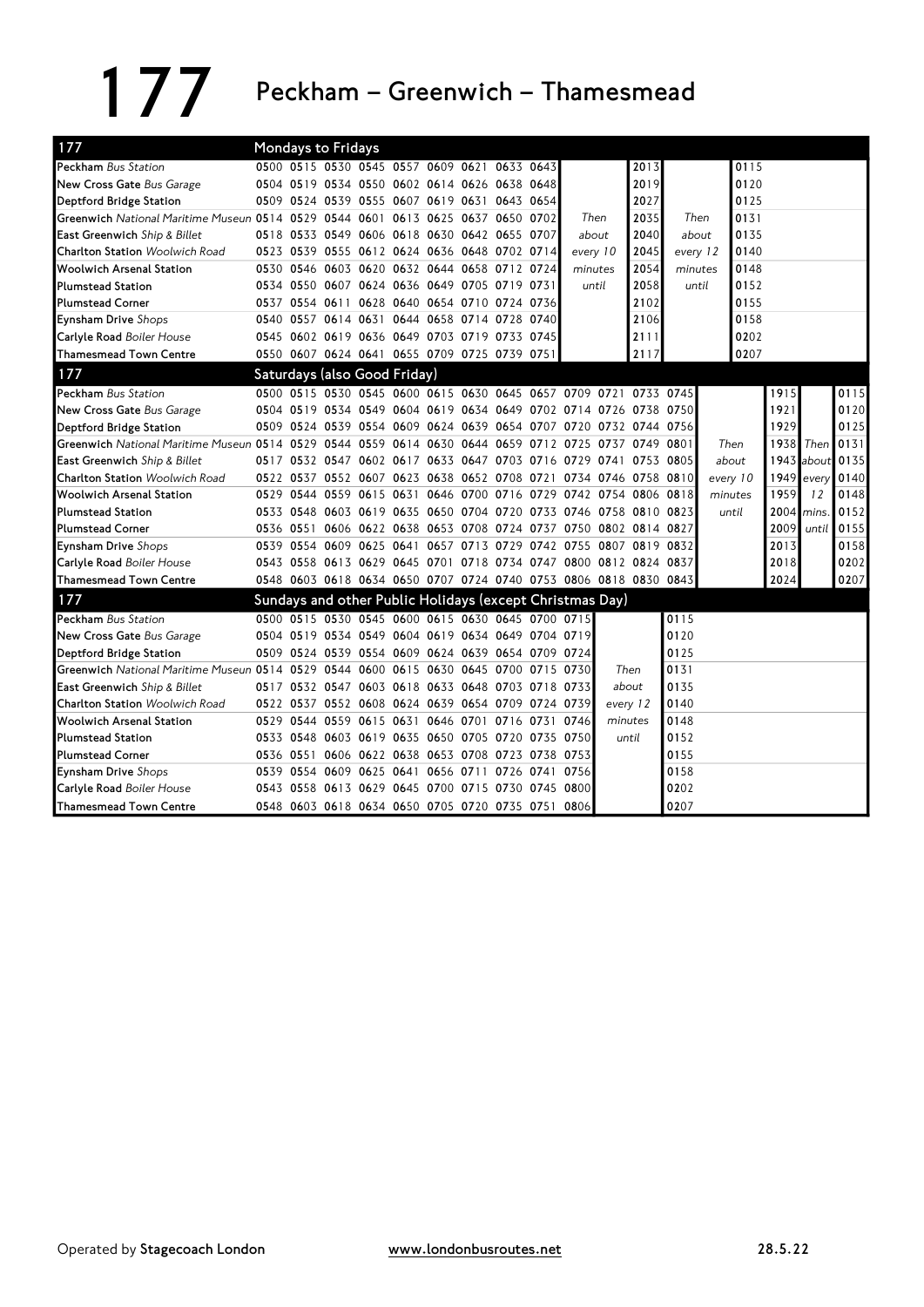# 177 Peckham – Greenwich – Thamesmead

**177 Mondays to Fridays**

| | | | | | | | | | | | | | | |
|---|---|---|---|---|---|---|---|---|---|---|---|---|---|---|
| **Peckham** *Bus Station* | 0500 | 0515 | 0530 | 0545 | 0557 | 0609 | 0621 | 0633 | 0643 | | 2013 | | 0115 |
| **New Cross Gate** *Bus Garage* | 0504 | 0519 | 0534 | 0550 | 0602 | 0614 | 0626 | 0638 | 0648 | | 2019 | | 0120 |
| **Deptford Bridge Station** | 0509 | 0524 | 0539 | 0555 | 0607 | 0619 | 0631 | 0643 | 0654 | | 2027 | | 0125 |
| **Greenwich** *National Maritime Museum* | 0514 | 0529 | 0544 | 0601 | 0613 | 0625 | 0637 | 0650 | 0702 | Then | 2035 | Then | 0131 |
| **East Greenwich** *Ship & Billet* | 0518 | 0533 | 0549 | 0606 | 0618 | 0630 | 0642 | 0655 | 0707 | about | 2040 | about | 0135 |
| **Charlton Station** *Woolwich Road* | 0523 | 0539 | 0555 | 0612 | 0624 | 0636 | 0648 | 0702 | 0714 | every 10 | 2045 | every 12 | 0140 |
| **Woolwich Arsenal Station** | 0530 | 0546 | 0603 | 0620 | 0632 | 0644 | 0658 | 0712 | 0724 | minutes | 2054 | minutes | 0148 |
| **Plumstead Station** | 0534 | 0550 | 0607 | 0624 | 0636 | 0649 | 0705 | 0719 | 0731 | until | 2058 | until | 0152 |
| **Plumstead Corner** | 0537 | 0554 | 0611 | 0628 | 0640 | 0654 | 0710 | 0724 | 0736 | | 2102 | | 0155 |
| **Eynsham Drive** *Shops* | 0540 | 0557 | 0614 | 0631 | 0644 | 0658 | 0714 | 0728 | 0740 | | 2106 | | 0158 |
| **Carlyle Road** *Boiler House* | 0545 | 0602 | 0619 | 0636 | 0649 | 0703 | 0719 | 0733 | 0745 | | 2111 | | 0202 |
| **Thamesmead Town Centre** | 0550 | 0607 | 0624 | 0641 | 0655 | 0709 | 0725 | 0739 | 0751 | | 2117 | | 0207 |

**177 Saturdays (also Good Friday)**

| | | | | | | | | | | | | | | | | | | |
|---|---|---|---|---|---|---|---|---|---|---|---|---|---|---|---|---|---|---|
| **Peckham** *Bus Station* | 0500 | 0515 | 0530 | 0545 | 0600 | 0615 | 0630 | 0645 | 0657 | 0709 | 0721 | 0733 | 0745 | | 1915 | | 0115 |
| **New Cross Gate** *Bus Garage* | 0504 | 0519 | 0534 | 0549 | 0604 | 0619 | 0634 | 0649 | 0702 | 0714 | 0726 | 0738 | 0750 | | 1921 | | 0120 |
| **Deptford Bridge Station** | 0509 | 0524 | 0539 | 0554 | 0609 | 0624 | 0639 | 0654 | 0707 | 0720 | 0732 | 0744 | 0756 | | 1929 | | 0125 |
| **Greenwich** *National Maritime Museum* | 0514 | 0529 | 0544 | 0559 | 0614 | 0630 | 0644 | 0659 | 0712 | 0725 | 0737 | 0749 | 0801 | Then | 1938 | Then | 0131 |
| **East Greenwich** *Ship & Billet* | 0517 | 0532 | 0547 | 0602 | 0617 | 0633 | 0647 | 0703 | 0716 | 0729 | 0741 | 0753 | 0805 | about | 1943 | about | 0135 |
| **Charlton Station** *Woolwich Road* | 0522 | 0537 | 0552 | 0607 | 0623 | 0638 | 0652 | 0708 | 0721 | 0734 | 0746 | 0758 | 0810 | every 10 | 1949 | every | 0140 |
| **Woolwich Arsenal Station** | 0529 | 0544 | 0559 | 0615 | 0631 | 0646 | 0700 | 0716 | 0729 | 0742 | 0754 | 0806 | 0818 | minutes | 1959 | 12 | 0148 |
| **Plumstead Station** | 0533 | 0548 | 0603 | 0619 | 0635 | 0650 | 0704 | 0720 | 0733 | 0746 | 0758 | 0810 | 0823 | until | 2004 | mins. | 0152 |
| **Plumstead Corner** | 0536 | 0551 | 0606 | 0622 | 0638 | 0653 | 0708 | 0724 | 0737 | 0750 | 0802 | 0814 | 0827 | | 2009 | until | 0155 |
| **Eynsham Drive** *Shops* | 0539 | 0554 | 0609 | 0625 | 0641 | 0657 | 0713 | 0729 | 0742 | 0755 | 0807 | 0819 | 0832 | | 2013 | | 0158 |
| **Carlyle Road** *Boiler House* | 0543 | 0558 | 0613 | 0629 | 0645 | 0701 | 0718 | 0734 | 0747 | 0800 | 0812 | 0824 | 0837 | | 2018 | | 0202 |
| **Thamesmead Town Centre** | 0548 | 0603 | 0618 | 0634 | 0650 | 0707 | 0724 | 0740 | 0753 | 0806 | 0818 | 0830 | 0843 | | 2024 | | 0207 |

**177 Sundays and other Public Holidays (except Christmas Day)**

| | | | | | | | | | | | | |
|---|---|---|---|---|---|---|---|---|---|---|---|---|
| **Peckham** *Bus Station* | 0500 | 0515 | 0530 | 0545 | 0600 | 0615 | 0630 | 0645 | 0700 | 0715 | | 0115 |
| **New Cross Gate** *Bus Garage* | 0504 | 0519 | 0534 | 0549 | 0604 | 0619 | 0634 | 0649 | 0704 | 0719 | | 0120 |
| **Deptford Bridge Station** | 0509 | 0524 | 0539 | 0554 | 0609 | 0624 | 0639 | 0654 | 0709 | 0724 | | 0125 |
| **Greenwich** *National Maritime Museum* | 0514 | 0529 | 0544 | 0600 | 0615 | 0630 | 0645 | 0700 | 0715 | 0730 | Then | 0131 |
| **East Greenwich** *Ship & Billet* | 0517 | 0532 | 0547 | 0603 | 0618 | 0633 | 0648 | 0703 | 0718 | 0733 | about | 0135 |
| **Charlton Station** *Woolwich Road* | 0522 | 0537 | 0552 | 0608 | 0624 | 0639 | 0654 | 0709 | 0724 | 0739 | every 12 | 0140 |
| **Woolwich Arsenal Station** | 0529 | 0544 | 0559 | 0615 | 0631 | 0646 | 0701 | 0716 | 0731 | 0746 | minutes | 0148 |
| **Plumstead Station** | 0533 | 0548 | 0603 | 0619 | 0635 | 0650 | 0705 | 0720 | 0735 | 0750 | until | 0152 |
| **Plumstead Corner** | 0536 | 0551 | 0606 | 0622 | 0638 | 0653 | 0708 | 0723 | 0738 | 0753 | | 0155 |
| **Eynsham Drive** *Shops* | 0539 | 0554 | 0609 | 0625 | 0641 | 0656 | 0711 | 0726 | 0741 | 0756 | | 0158 |
| **Carlyle Road** *Boiler House* | 0543 | 0558 | 0613 | 0629 | 0645 | 0700 | 0715 | 0730 | 0745 | 0800 | | 0202 |
| **Thamesmead Town Centre** | 0548 | 0603 | 0618 | 0634 | 0650 | 0705 | 0720 | 0735 | 0751 | 0806 | | 0207 |

Operated by **Stagecoach London** www.londonbusroutes.net 28.5.22